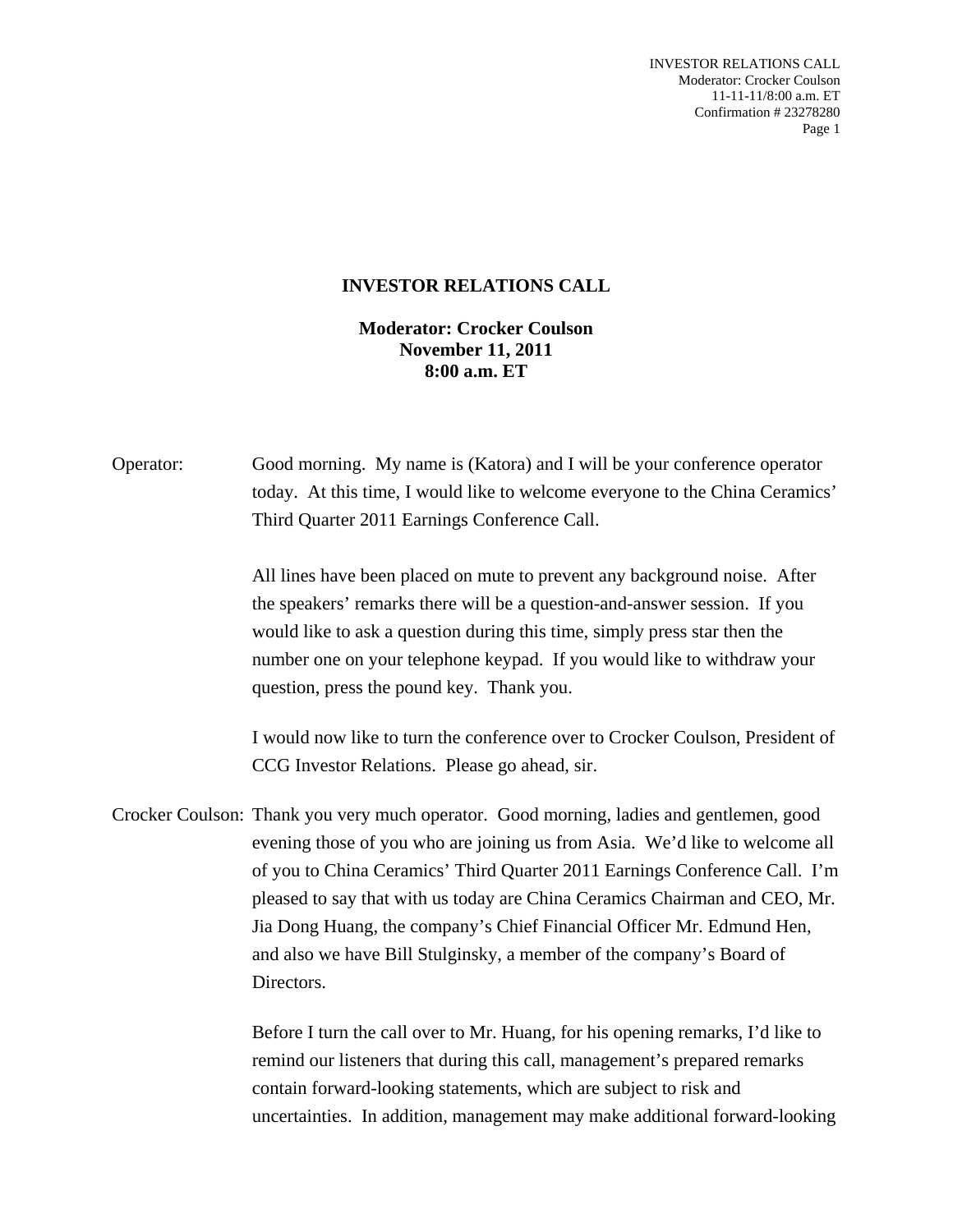# INVESTOR RELATIONS CALL

**Moderator: Crocker Coulson**
**November 11, 2011**
**8:00 a.m. ET**

Operator: Good morning. My name is (Katora) and I will be your conference operator today. At this time, I would like to welcome everyone to the China Ceramics' Third Quarter 2011 Earnings Conference Call.

All lines have been placed on mute to prevent any background noise. After the speakers' remarks there will be a question-and-answer session. If you would like to ask a question during this time, simply press star then the number one on your telephone keypad. If you would like to withdraw your question, press the pound key. Thank you.

I would now like to turn the conference over to Crocker Coulson, President of CCG Investor Relations. Please go ahead, sir.

Crocker Coulson: Thank you very much operator. Good morning, ladies and gentlemen, good evening those of you who are joining us from Asia. We'd like to welcome all of you to China Ceramics' Third Quarter 2011 Earnings Conference Call. I'm pleased to say that with us today are China Ceramics Chairman and CEO, Mr. Jia Dong Huang, the company's Chief Financial Officer Mr. Edmund Hen, and also we have Bill Stulginsky, a member of the company's Board of Directors.

Before I turn the call over to Mr. Huang, for his opening remarks, I'd like to remind our listeners that during this call, management's prepared remarks contain forward-looking statements, which are subject to risk and uncertainties. In addition, management may make additional forward-looking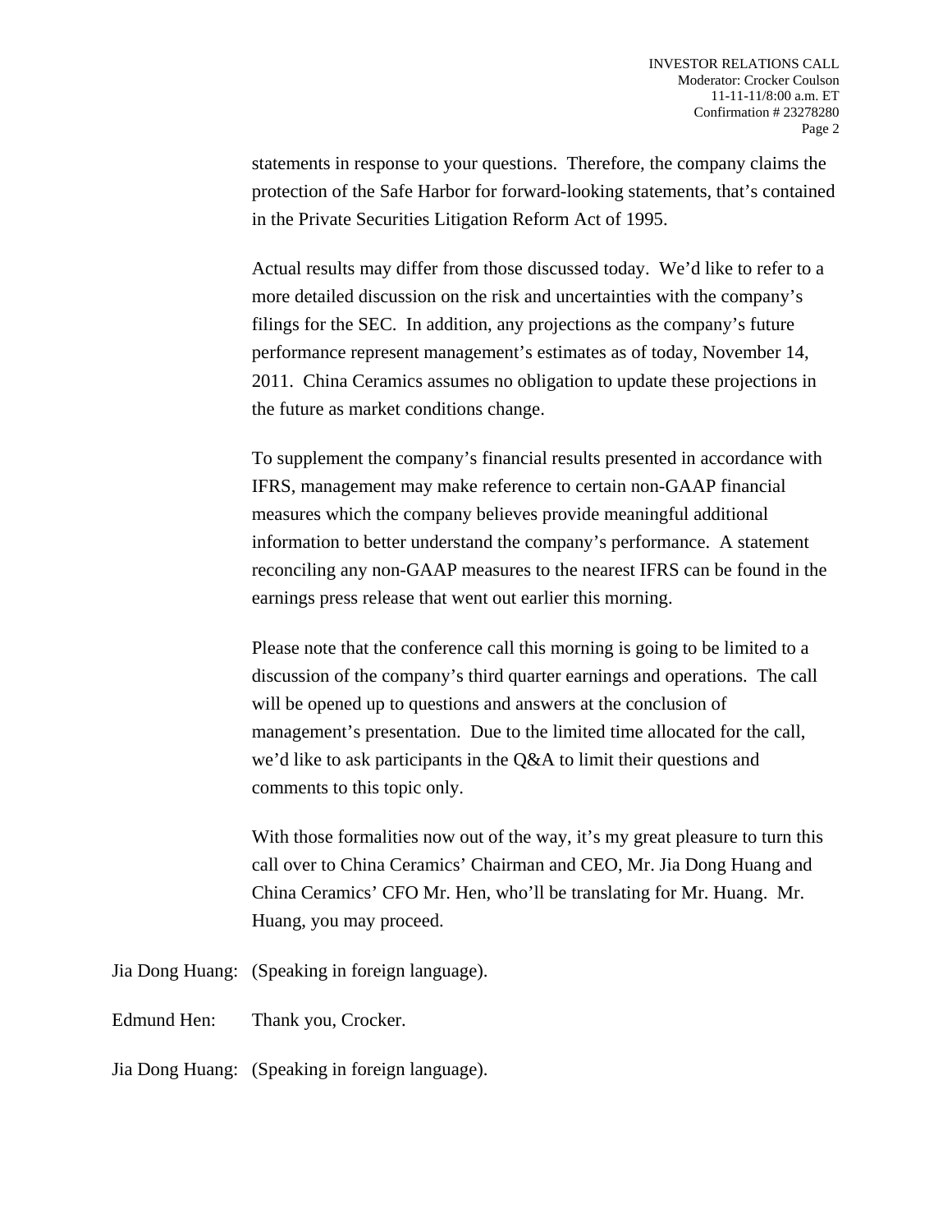statements in response to your questions. Therefore, the company claims the protection of the Safe Harbor for forward-looking statements, that's contained in the Private Securities Litigation Reform Act of 1995.

Actual results may differ from those discussed today. We'd like to refer to a more detailed discussion on the risk and uncertainties with the company's filings for the SEC. In addition, any projections as the company's future performance represent management's estimates as of today, November 14, 2011. China Ceramics assumes no obligation to update these projections in the future as market conditions change.

To supplement the company's financial results presented in accordance with IFRS, management may make reference to certain non-GAAP financial measures which the company believes provide meaningful additional information to better understand the company's performance. A statement reconciling any non-GAAP measures to the nearest IFRS can be found in the earnings press release that went out earlier this morning.

Please note that the conference call this morning is going to be limited to a discussion of the company's third quarter earnings and operations. The call will be opened up to questions and answers at the conclusion of management's presentation. Due to the limited time allocated for the call, we'd like to ask participants in the Q&A to limit their questions and comments to this topic only.

With those formalities now out of the way, it's my great pleasure to turn this call over to China Ceramics' Chairman and CEO, Mr. Jia Dong Huang and China Ceramics' CFO Mr. Hen, who'll be translating for Mr. Huang. Mr. Huang, you may proceed.

Jia Dong Huang: (Speaking in foreign language).

Edmund Hen: Thank you, Crocker.

Jia Dong Huang: (Speaking in foreign language).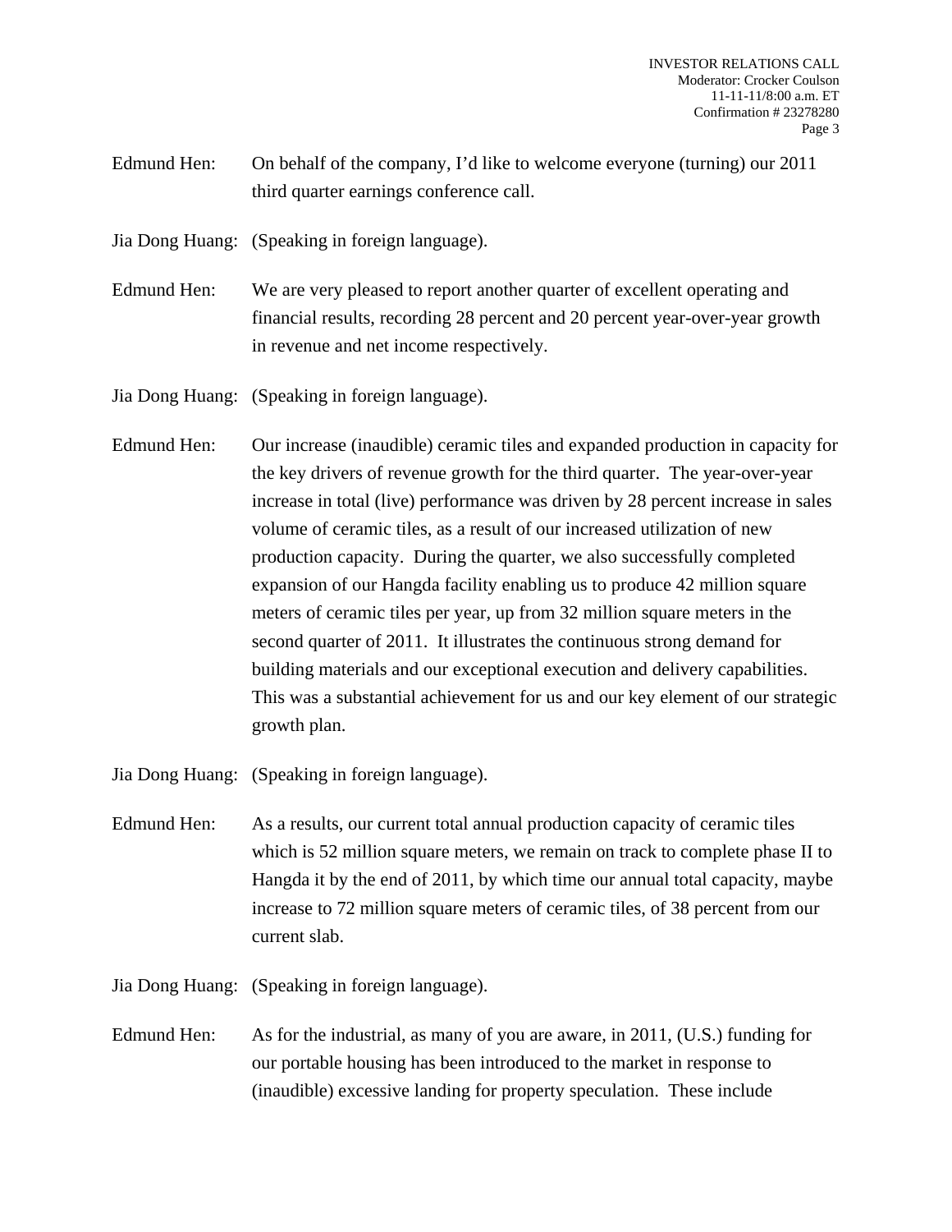Edmund Hen: On behalf of the company, I'd like to welcome everyone (turning) our 2011 third quarter earnings conference call.

Jia Dong Huang: (Speaking in foreign language).

Edmund Hen: We are very pleased to report another quarter of excellent operating and financial results, recording 28 percent and 20 percent year-over-year growth in revenue and net income respectively.

Jia Dong Huang: (Speaking in foreign language).

Edmund Hen: Our increase (inaudible) ceramic tiles and expanded production in capacity for the key drivers of revenue growth for the third quarter. The year-over-year increase in total (live) performance was driven by 28 percent increase in sales volume of ceramic tiles, as a result of our increased utilization of new production capacity. During the quarter, we also successfully completed expansion of our Hangda facility enabling us to produce 42 million square meters of ceramic tiles per year, up from 32 million square meters in the second quarter of 2011. It illustrates the continuous strong demand for building materials and our exceptional execution and delivery capabilities. This was a substantial achievement for us and our key element of our strategic growth plan.

Jia Dong Huang: (Speaking in foreign language).

Edmund Hen: As a results, our current total annual production capacity of ceramic tiles which is 52 million square meters, we remain on track to complete phase II to Hangda it by the end of 2011, by which time our annual total capacity, maybe increase to 72 million square meters of ceramic tiles, of 38 percent from our current slab.

Jia Dong Huang: (Speaking in foreign language).

Edmund Hen: As for the industrial, as many of you are aware, in 2011, (U.S.) funding for our portable housing has been introduced to the market in response to (inaudible) excessive landing for property speculation. These include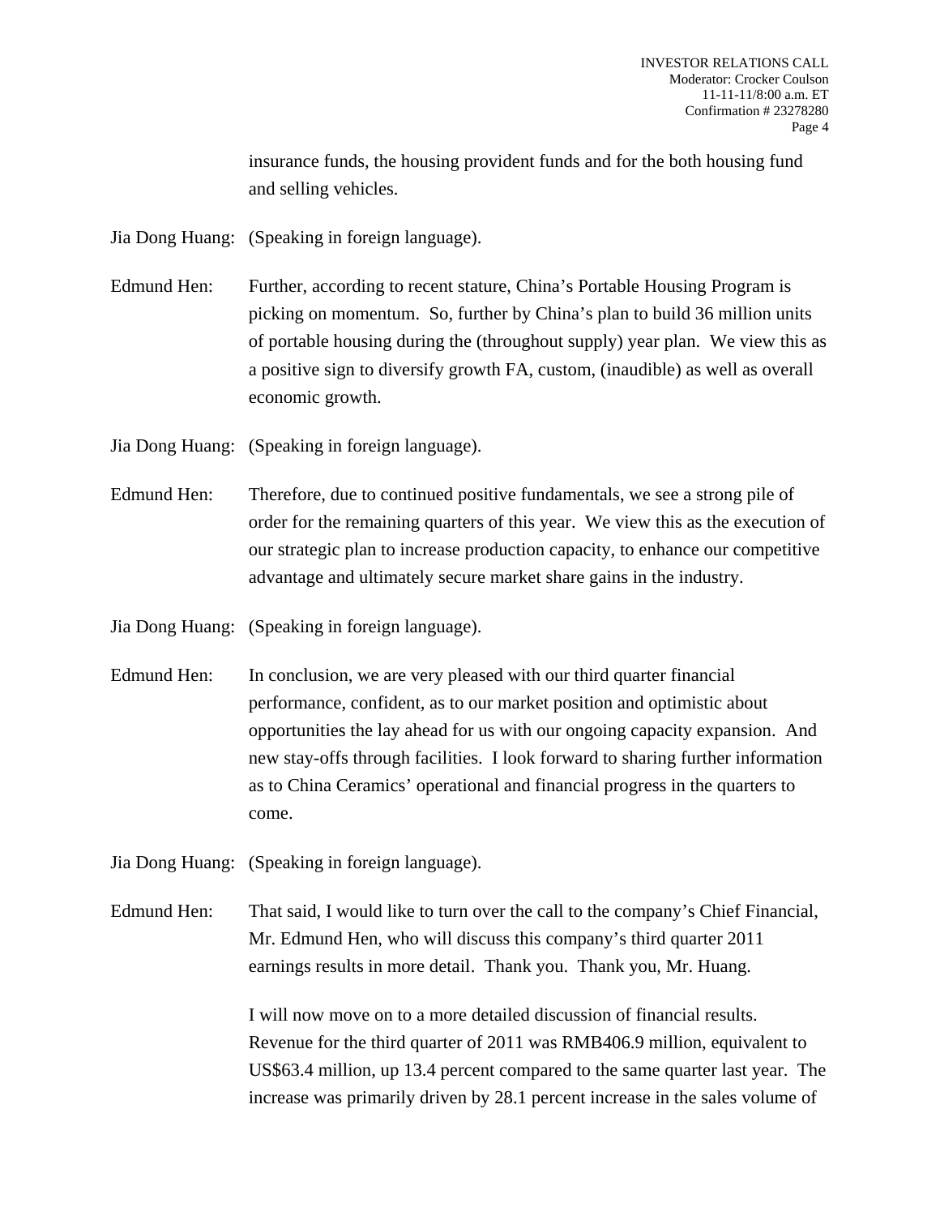insurance funds, the housing provident funds and for the both housing fund and selling vehicles.

Jia Dong Huang: (Speaking in foreign language).

Edmund Hen: Further, according to recent stature, China's Portable Housing Program is picking on momentum. So, further by China's plan to build 36 million units of portable housing during the (throughout supply) year plan. We view this as a positive sign to diversify growth FA, custom, (inaudible) as well as overall economic growth.

Jia Dong Huang: (Speaking in foreign language).

Edmund Hen: Therefore, due to continued positive fundamentals, we see a strong pile of order for the remaining quarters of this year. We view this as the execution of our strategic plan to increase production capacity, to enhance our competitive advantage and ultimately secure market share gains in the industry.

Jia Dong Huang: (Speaking in foreign language).

Edmund Hen: In conclusion, we are very pleased with our third quarter financial performance, confident, as to our market position and optimistic about opportunities the lay ahead for us with our ongoing capacity expansion. And new stay-offs through facilities. I look forward to sharing further information as to China Ceramics' operational and financial progress in the quarters to come.

Jia Dong Huang: (Speaking in foreign language).

Edmund Hen: That said, I would like to turn over the call to the company's Chief Financial, Mr. Edmund Hen, who will discuss this company's third quarter 2011 earnings results in more detail. Thank you. Thank you, Mr. Huang.

I will now move on to a more detailed discussion of financial results. Revenue for the third quarter of 2011 was RMB406.9 million, equivalent to US$63.4 million, up 13.4 percent compared to the same quarter last year. The increase was primarily driven by 28.1 percent increase in the sales volume of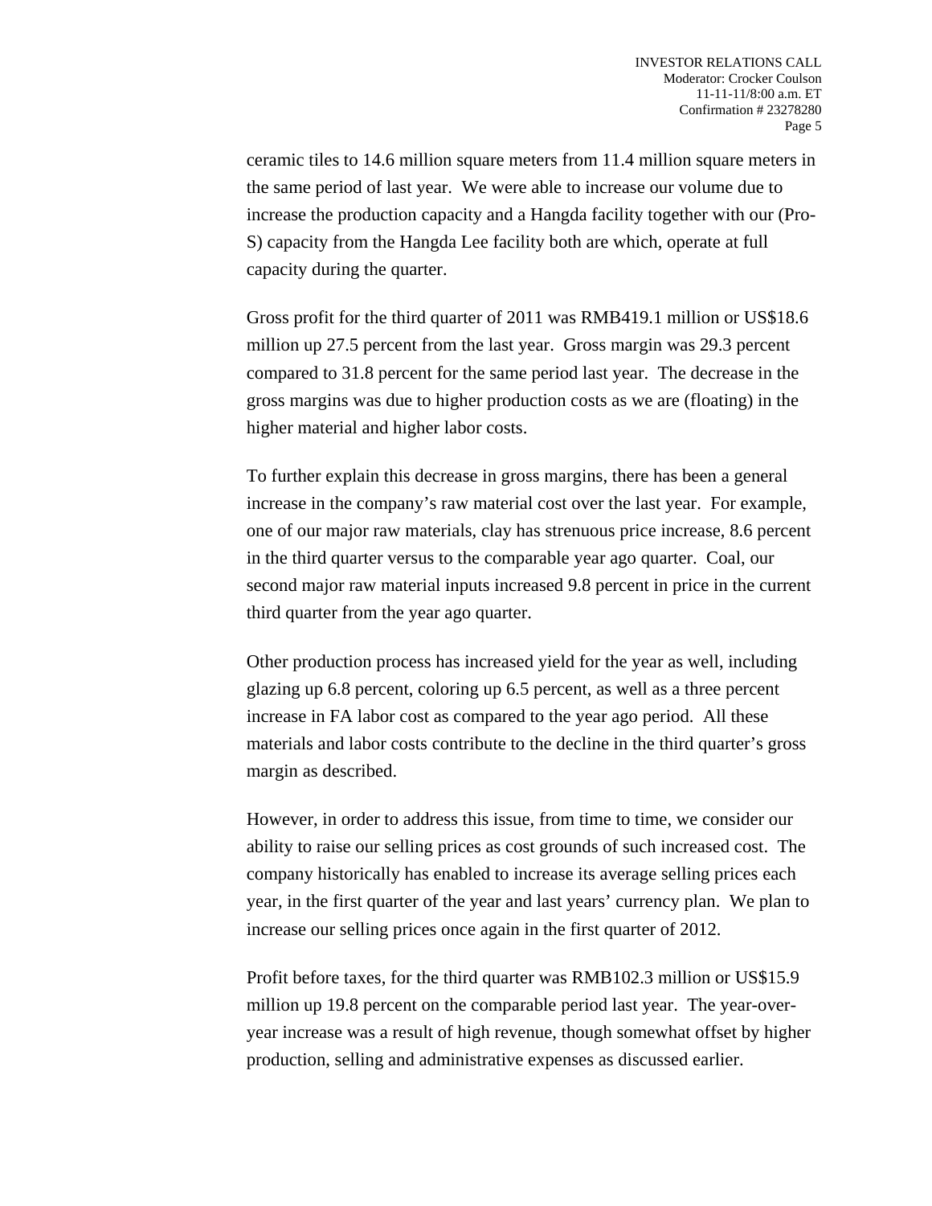ceramic tiles to 14.6 million square meters from 11.4 million square meters in the same period of last year. We were able to increase our volume due to increase the production capacity and a Hangda facility together with our (Pro-S) capacity from the Hangda Lee facility both are which, operate at full capacity during the quarter.

Gross profit for the third quarter of 2011 was RMB419.1 million or US$18.6 million up 27.5 percent from the last year. Gross margin was 29.3 percent compared to 31.8 percent for the same period last year. The decrease in the gross margins was due to higher production costs as we are (floating) in the higher material and higher labor costs.

To further explain this decrease in gross margins, there has been a general increase in the company's raw material cost over the last year. For example, one of our major raw materials, clay has strenuous price increase, 8.6 percent in the third quarter versus to the comparable year ago quarter. Coal, our second major raw material inputs increased 9.8 percent in price in the current third quarter from the year ago quarter.

Other production process has increased yield for the year as well, including glazing up 6.8 percent, coloring up 6.5 percent, as well as a three percent increase in FA labor cost as compared to the year ago period. All these materials and labor costs contribute to the decline in the third quarter's gross margin as described.

However, in order to address this issue, from time to time, we consider our ability to raise our selling prices as cost grounds of such increased cost. The company historically has enabled to increase its average selling prices each year, in the first quarter of the year and last years' currency plan. We plan to increase our selling prices once again in the first quarter of 2012.

Profit before taxes, for the third quarter was RMB102.3 million or US$15.9 million up 19.8 percent on the comparable period last year. The year-over-year increase was a result of high revenue, though somewhat offset by higher production, selling and administrative expenses as discussed earlier.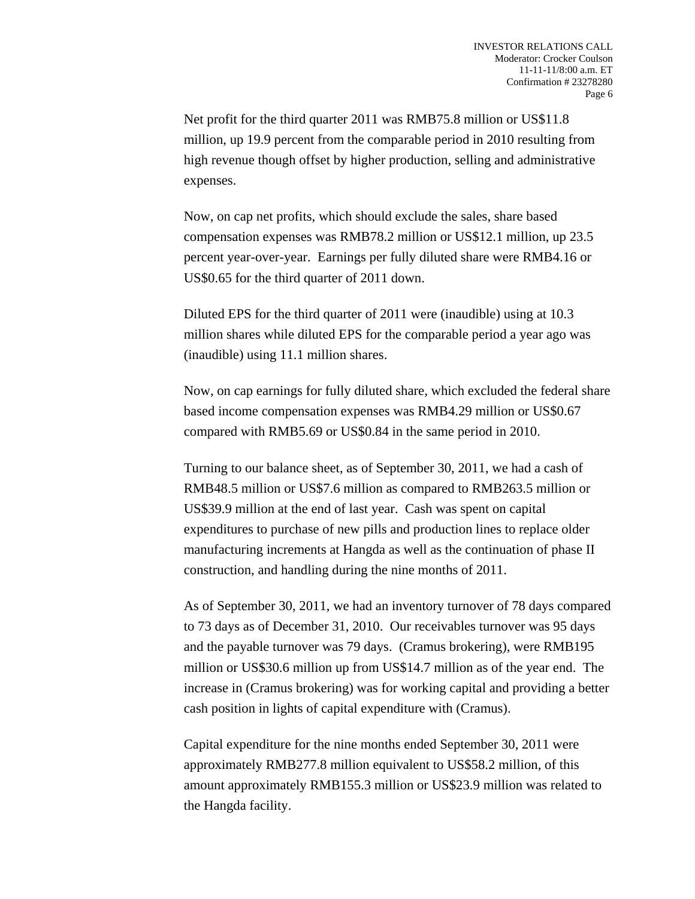Net profit for the third quarter 2011 was RMB75.8 million or US$11.8 million, up 19.9 percent from the comparable period in 2010 resulting from high revenue though offset by higher production, selling and administrative expenses.

Now, on cap net profits, which should exclude the sales, share based compensation expenses was RMB78.2 million or US$12.1 million, up 23.5 percent year-over-year. Earnings per fully diluted share were RMB4.16 or US$0.65 for the third quarter of 2011 down.

Diluted EPS for the third quarter of 2011 were (inaudible) using at 10.3 million shares while diluted EPS for the comparable period a year ago was (inaudible) using 11.1 million shares.

Now, on cap earnings for fully diluted share, which excluded the federal share based income compensation expenses was RMB4.29 million or US$0.67 compared with RMB5.69 or US$0.84 in the same period in 2010.

Turning to our balance sheet, as of September 30, 2011, we had a cash of RMB48.5 million or US$7.6 million as compared to RMB263.5 million or US$39.9 million at the end of last year. Cash was spent on capital expenditures to purchase of new pills and production lines to replace older manufacturing increments at Hangda as well as the continuation of phase II construction, and handling during the nine months of 2011.

As of September 30, 2011, we had an inventory turnover of 78 days compared to 73 days as of December 31, 2010. Our receivables turnover was 95 days and the payable turnover was 79 days. (Cramus brokering), were RMB195 million or US$30.6 million up from US$14.7 million as of the year end. The increase in (Cramus brokering) was for working capital and providing a better cash position in lights of capital expenditure with (Cramus).

Capital expenditure for the nine months ended September 30, 2011 were approximately RMB277.8 million equivalent to US$58.2 million, of this amount approximately RMB155.3 million or US$23.9 million was related to the Hangda facility.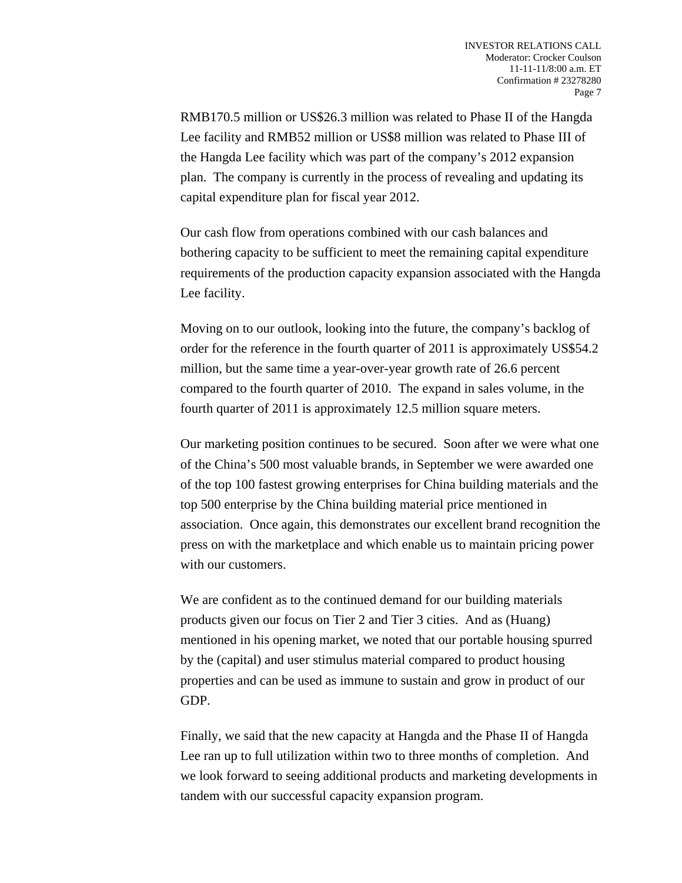RMB170.5 million or US$26.3 million was related to Phase II of the Hangda Lee facility and RMB52 million or US$8 million was related to Phase III of the Hangda Lee facility which was part of the company's 2012 expansion plan. The company is currently in the process of revealing and updating its capital expenditure plan for fiscal year 2012.

Our cash flow from operations combined with our cash balances and bothering capacity to be sufficient to meet the remaining capital expenditure requirements of the production capacity expansion associated with the Hangda Lee facility.

Moving on to our outlook, looking into the future, the company's backlog of order for the reference in the fourth quarter of 2011 is approximately US$54.2 million, but the same time a year-over-year growth rate of 26.6 percent compared to the fourth quarter of 2010. The expand in sales volume, in the fourth quarter of 2011 is approximately 12.5 million square meters.

Our marketing position continues to be secured. Soon after we were what one of the China's 500 most valuable brands, in September we were awarded one of the top 100 fastest growing enterprises for China building materials and the top 500 enterprise by the China building material price mentioned in association. Once again, this demonstrates our excellent brand recognition the press on with the marketplace and which enable us to maintain pricing power with our customers.

We are confident as to the continued demand for our building materials products given our focus on Tier 2 and Tier 3 cities. And as (Huang) mentioned in his opening market, we noted that our portable housing spurred by the (capital) and user stimulus material compared to product housing properties and can be used as immune to sustain and grow in product of our GDP.

Finally, we said that the new capacity at Hangda and the Phase II of Hangda Lee ran up to full utilization within two to three months of completion. And we look forward to seeing additional products and marketing developments in tandem with our successful capacity expansion program.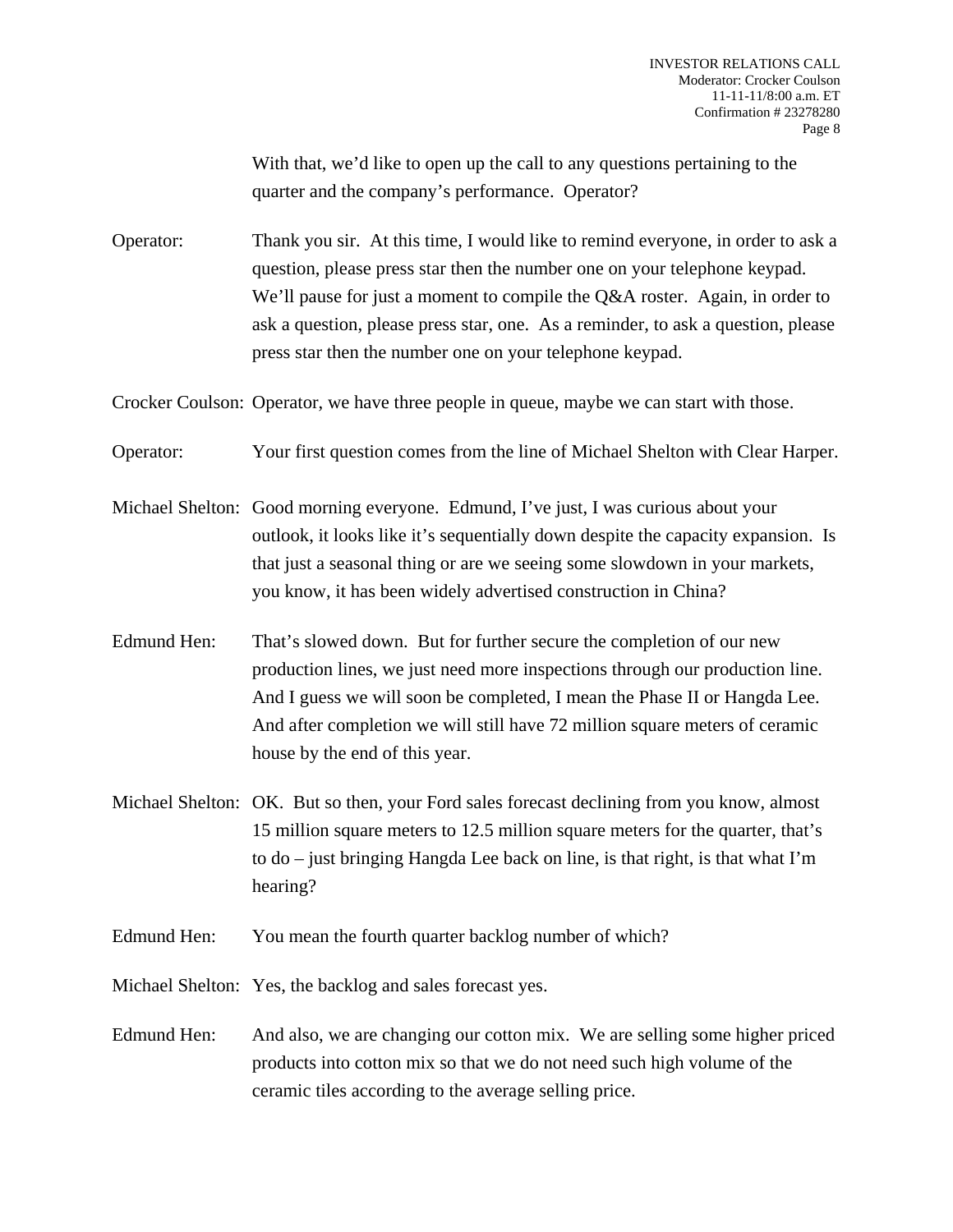With that, we'd like to open up the call to any questions pertaining to the quarter and the company's performance. Operator?

Operator: Thank you sir. At this time, I would like to remind everyone, in order to ask a question, please press star then the number one on your telephone keypad. We'll pause for just a moment to compile the Q&A roster. Again, in order to ask a question, please press star, one. As a reminder, to ask a question, please press star then the number one on your telephone keypad.

Crocker Coulson: Operator, we have three people in queue, maybe we can start with those.

Operator: Your first question comes from the line of Michael Shelton with Clear Harper.

Michael Shelton: Good morning everyone. Edmund, I've just, I was curious about your outlook, it looks like it's sequentially down despite the capacity expansion. Is that just a seasonal thing or are we seeing some slowdown in your markets, you know, it has been widely advertised construction in China?

Edmund Hen: That's slowed down. But for further secure the completion of our new production lines, we just need more inspections through our production line. And I guess we will soon be completed, I mean the Phase II or Hangda Lee. And after completion we will still have 72 million square meters of ceramic house by the end of this year.

Michael Shelton: OK. But so then, your Ford sales forecast declining from you know, almost 15 million square meters to 12.5 million square meters for the quarter, that's to do – just bringing Hangda Lee back on line, is that right, is that what I'm hearing?

Edmund Hen: You mean the fourth quarter backlog number of which?

Michael Shelton: Yes, the backlog and sales forecast yes.

Edmund Hen: And also, we are changing our cotton mix. We are selling some higher priced products into cotton mix so that we do not need such high volume of the ceramic tiles according to the average selling price.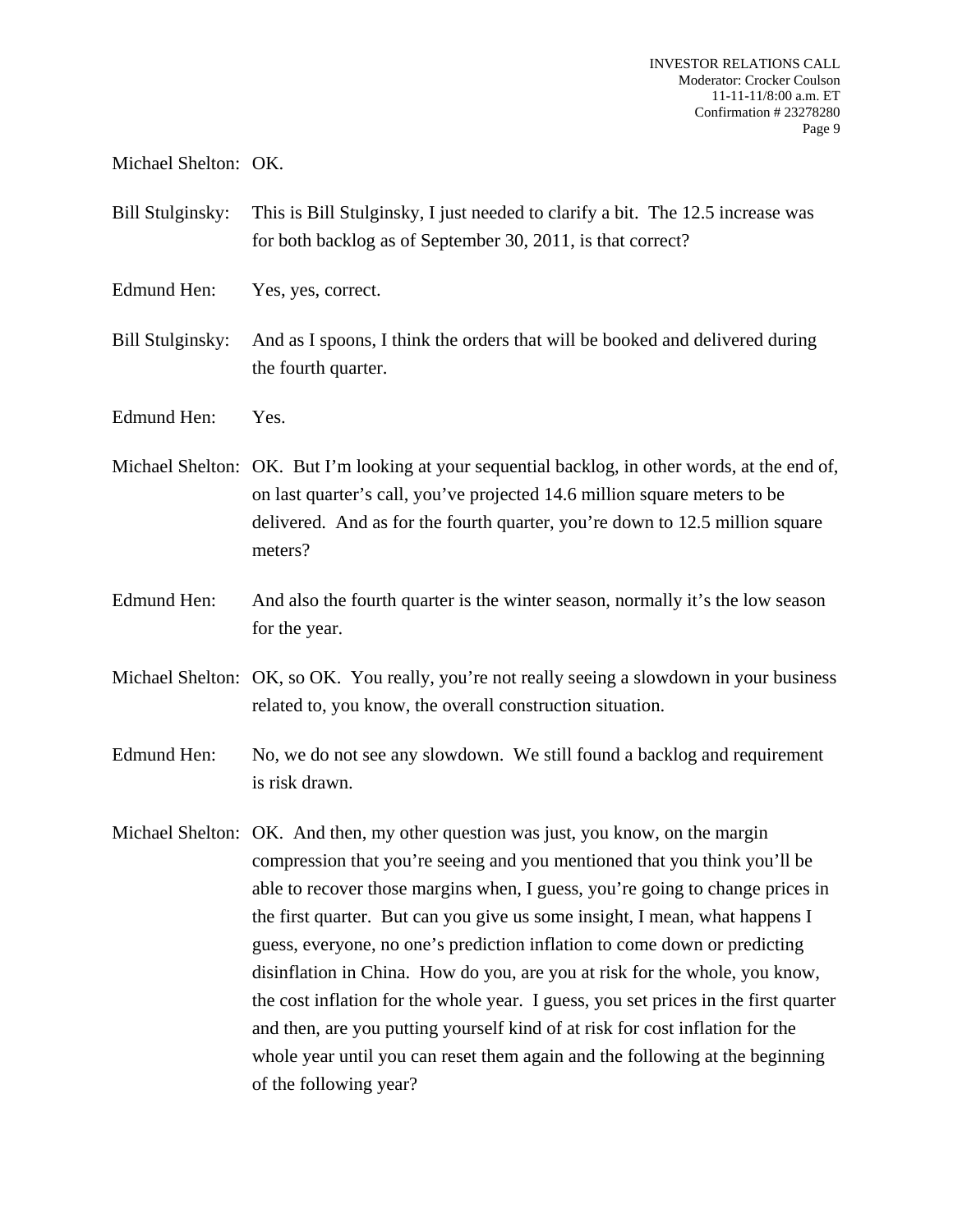Michael Shelton: OK.

Bill Stulginsky: This is Bill Stulginsky, I just needed to clarify a bit. The 12.5 increase was for both backlog as of September 30, 2011, is that correct?

Edmund Hen: Yes, yes, correct.

Bill Stulginsky: And as I spoons, I think the orders that will be booked and delivered during the fourth quarter.

Edmund Hen: Yes.

Michael Shelton: OK. But I'm looking at your sequential backlog, in other words, at the end of, on last quarter's call, you've projected 14.6 million square meters to be delivered. And as for the fourth quarter, you're down to 12.5 million square meters?

Edmund Hen: And also the fourth quarter is the winter season, normally it's the low season for the year.

Michael Shelton: OK, so OK. You really, you're not really seeing a slowdown in your business related to, you know, the overall construction situation.

Edmund Hen: No, we do not see any slowdown. We still found a backlog and requirement is risk drawn.

Michael Shelton: OK. And then, my other question was just, you know, on the margin compression that you're seeing and you mentioned that you think you'll be able to recover those margins when, I guess, you're going to change prices in the first quarter. But can you give us some insight, I mean, what happens I guess, everyone, no one's prediction inflation to come down or predicting disinflation in China. How do you, are you at risk for the whole, you know, the cost inflation for the whole year. I guess, you set prices in the first quarter and then, are you putting yourself kind of at risk for cost inflation for the whole year until you can reset them again and the following at the beginning of the following year?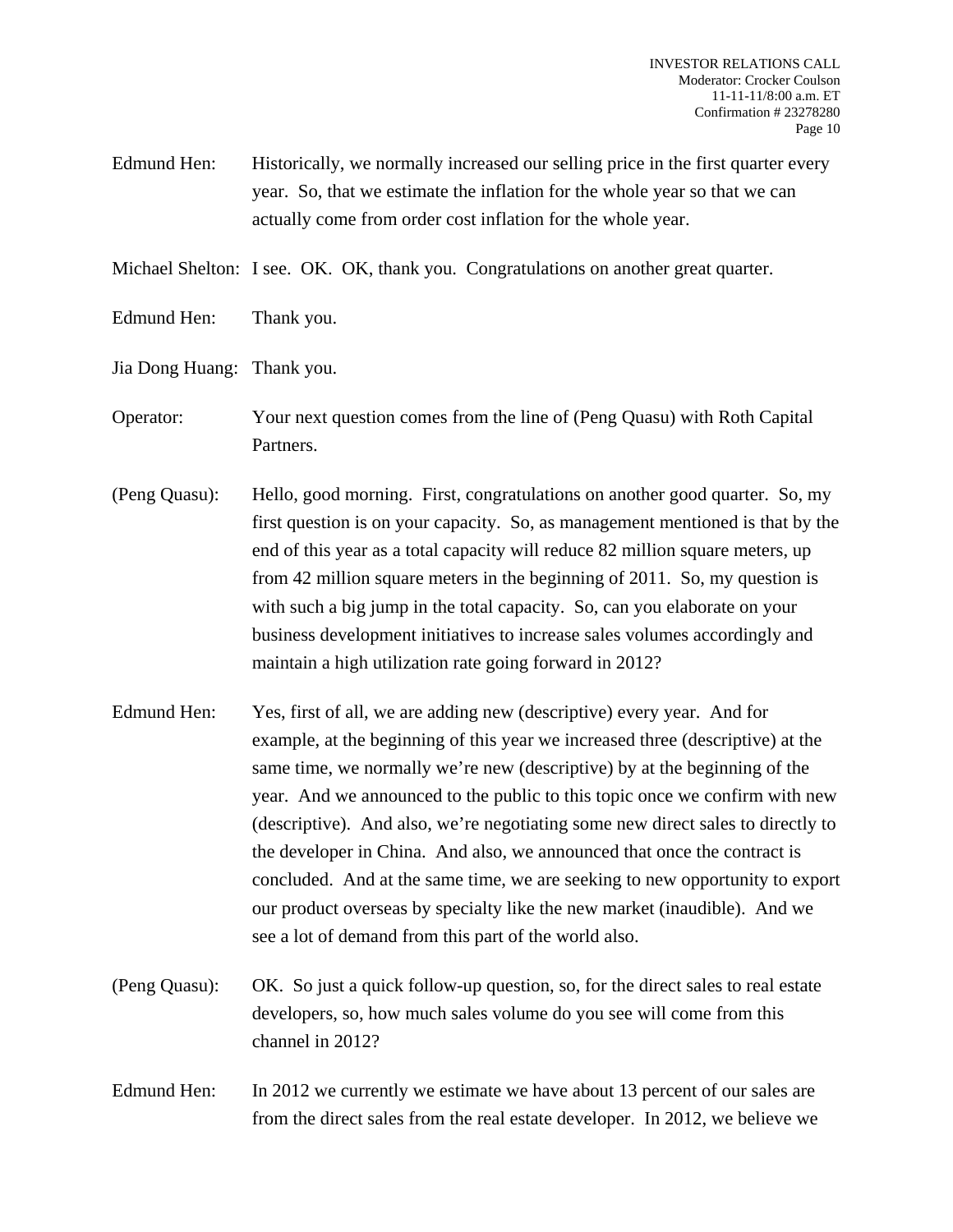Edmund Hen: Historically, we normally increased our selling price in the first quarter every year. So, that we estimate the inflation for the whole year so that we can actually come from order cost inflation for the whole year.

Michael Shelton: I see. OK. OK, thank you. Congratulations on another great quarter.

Edmund Hen: Thank you.

Jia Dong Huang: Thank you.

Operator: Your next question comes from the line of (Peng Quasu) with Roth Capital Partners.

(Peng Quasu): Hello, good morning. First, congratulations on another good quarter. So, my first question is on your capacity. So, as management mentioned is that by the end of this year as a total capacity will reduce 82 million square meters, up from 42 million square meters in the beginning of 2011. So, my question is with such a big jump in the total capacity. So, can you elaborate on your business development initiatives to increase sales volumes accordingly and maintain a high utilization rate going forward in 2012?

Edmund Hen: Yes, first of all, we are adding new (descriptive) every year. And for example, at the beginning of this year we increased three (descriptive) at the same time, we normally we're new (descriptive) by at the beginning of the year. And we announced to the public to this topic once we confirm with new (descriptive). And also, we're negotiating some new direct sales to directly to the developer in China. And also, we announced that once the contract is concluded. And at the same time, we are seeking to new opportunity to export our product overseas by specialty like the new market (inaudible). And we see a lot of demand from this part of the world also.

(Peng Quasu): OK. So just a quick follow-up question, so, for the direct sales to real estate developers, so, how much sales volume do you see will come from this channel in 2012?

Edmund Hen: In 2012 we currently we estimate we have about 13 percent of our sales are from the direct sales from the real estate developer. In 2012, we believe we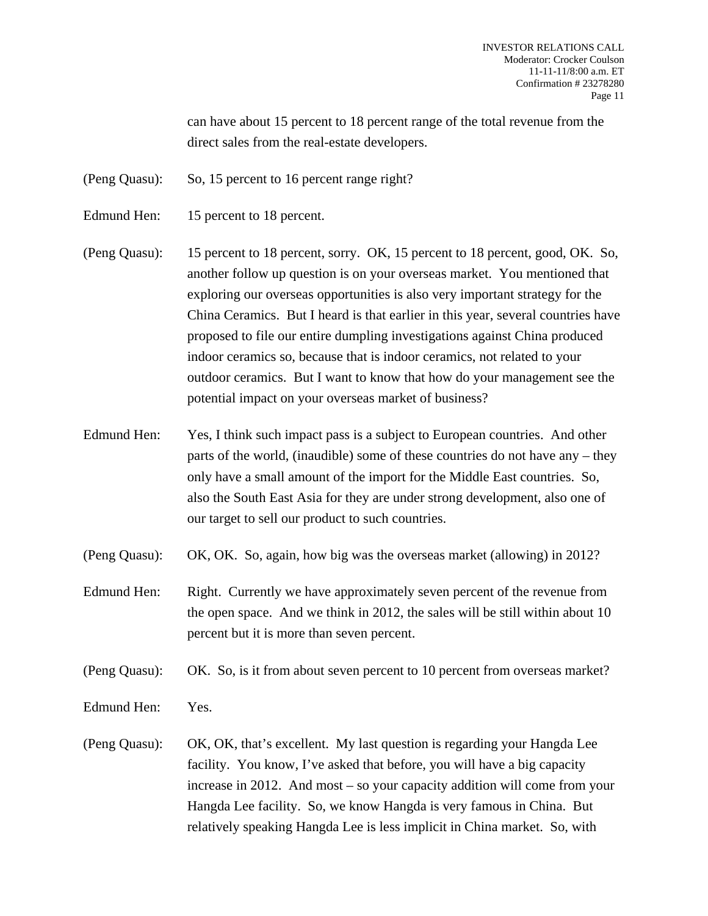can have about 15 percent to 18 percent range of the total revenue from the direct sales from the real-estate developers.

(Peng Quasu): So, 15 percent to 16 percent range right?

Edmund Hen: 15 percent to 18 percent.

(Peng Quasu): 15 percent to 18 percent, sorry. OK, 15 percent to 18 percent, good, OK. So, another follow up question is on your overseas market. You mentioned that exploring our overseas opportunities is also very important strategy for the China Ceramics. But I heard is that earlier in this year, several countries have proposed to file our entire dumpling investigations against China produced indoor ceramics so, because that is indoor ceramics, not related to your outdoor ceramics. But I want to know that how do your management see the potential impact on your overseas market of business?

Edmund Hen: Yes, I think such impact pass is a subject to European countries. And other parts of the world, (inaudible) some of these countries do not have any – they only have a small amount of the import for the Middle East countries. So, also the South East Asia for they are under strong development, also one of our target to sell our product to such countries.

(Peng Quasu): OK, OK. So, again, how big was the overseas market (allowing) in 2012?

Edmund Hen: Right. Currently we have approximately seven percent of the revenue from the open space. And we think in 2012, the sales will be still within about 10 percent but it is more than seven percent.

(Peng Quasu): OK. So, is it from about seven percent to 10 percent from overseas market?

Edmund Hen: Yes.

(Peng Quasu): OK, OK, that's excellent. My last question is regarding your Hangda Lee facility. You know, I've asked that before, you will have a big capacity increase in 2012. And most – so your capacity addition will come from your Hangda Lee facility. So, we know Hangda is very famous in China. But relatively speaking Hangda Lee is less implicit in China market. So, with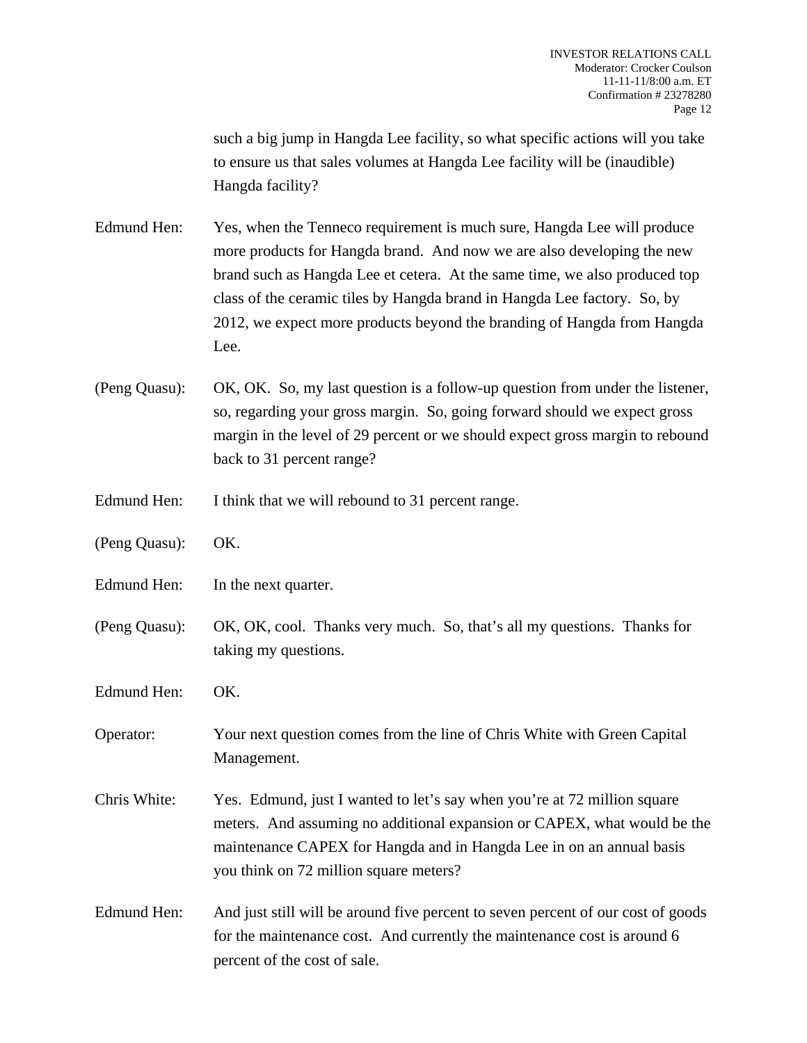such a big jump in Hangda Lee facility, so what specific actions will you take to ensure us that sales volumes at Hangda Lee facility will be (inaudible) Hangda facility?

Edmund Hen: Yes, when the Tenneco requirement is much sure, Hangda Lee will produce more products for Hangda brand. And now we are also developing the new brand such as Hangda Lee et cetera. At the same time, we also produced top class of the ceramic tiles by Hangda brand in Hangda Lee factory. So, by 2012, we expect more products beyond the branding of Hangda from Hangda Lee.

(Peng Quasu): OK, OK. So, my last question is a follow-up question from under the listener, so, regarding your gross margin. So, going forward should we expect gross margin in the level of 29 percent or we should expect gross margin to rebound back to 31 percent range?

Edmund Hen: I think that we will rebound to 31 percent range.

(Peng Quasu): OK.

Edmund Hen: In the next quarter.

(Peng Quasu): OK, OK, cool. Thanks very much. So, that's all my questions. Thanks for taking my questions.

Edmund Hen: OK.

Operator: Your next question comes from the line of Chris White with Green Capital Management.

Chris White: Yes. Edmund, just I wanted to let's say when you're at 72 million square meters. And assuming no additional expansion or CAPEX, what would be the maintenance CAPEX for Hangda and in Hangda Lee in on an annual basis you think on 72 million square meters?

Edmund Hen: And just still will be around five percent to seven percent of our cost of goods for the maintenance cost. And currently the maintenance cost is around 6 percent of the cost of sale.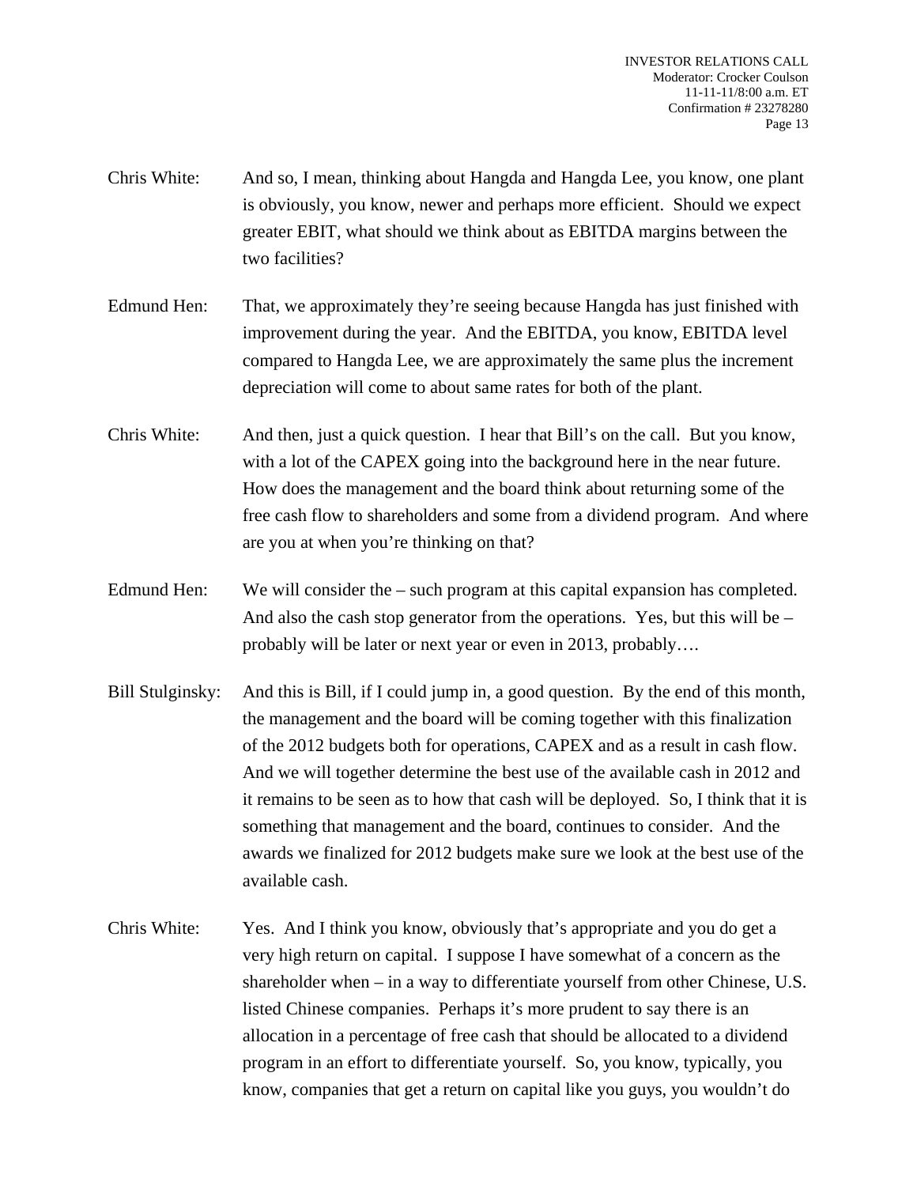Chris White: And so, I mean, thinking about Hangda and Hangda Lee, you know, one plant is obviously, you know, newer and perhaps more efficient. Should we expect greater EBIT, what should we think about as EBITDA margins between the two facilities?

Edmund Hen: That, we approximately they're seeing because Hangda has just finished with improvement during the year. And the EBITDA, you know, EBITDA level compared to Hangda Lee, we are approximately the same plus the increment depreciation will come to about same rates for both of the plant.

Chris White: And then, just a quick question. I hear that Bill's on the call. But you know, with a lot of the CAPEX going into the background here in the near future. How does the management and the board think about returning some of the free cash flow to shareholders and some from a dividend program. And where are you at when you're thinking on that?

Edmund Hen: We will consider the – such program at this capital expansion has completed. And also the cash stop generator from the operations. Yes, but this will be – probably will be later or next year or even in 2013, probably….

Bill Stulginsky: And this is Bill, if I could jump in, a good question. By the end of this month, the management and the board will be coming together with this finalization of the 2012 budgets both for operations, CAPEX and as a result in cash flow. And we will together determine the best use of the available cash in 2012 and it remains to be seen as to how that cash will be deployed. So, I think that it is something that management and the board, continues to consider. And the awards we finalized for 2012 budgets make sure we look at the best use of the available cash.

Chris White: Yes. And I think you know, obviously that's appropriate and you do get a very high return on capital. I suppose I have somewhat of a concern as the shareholder when – in a way to differentiate yourself from other Chinese, U.S. listed Chinese companies. Perhaps it's more prudent to say there is an allocation in a percentage of free cash that should be allocated to a dividend program in an effort to differentiate yourself. So, you know, typically, you know, companies that get a return on capital like you guys, you wouldn't do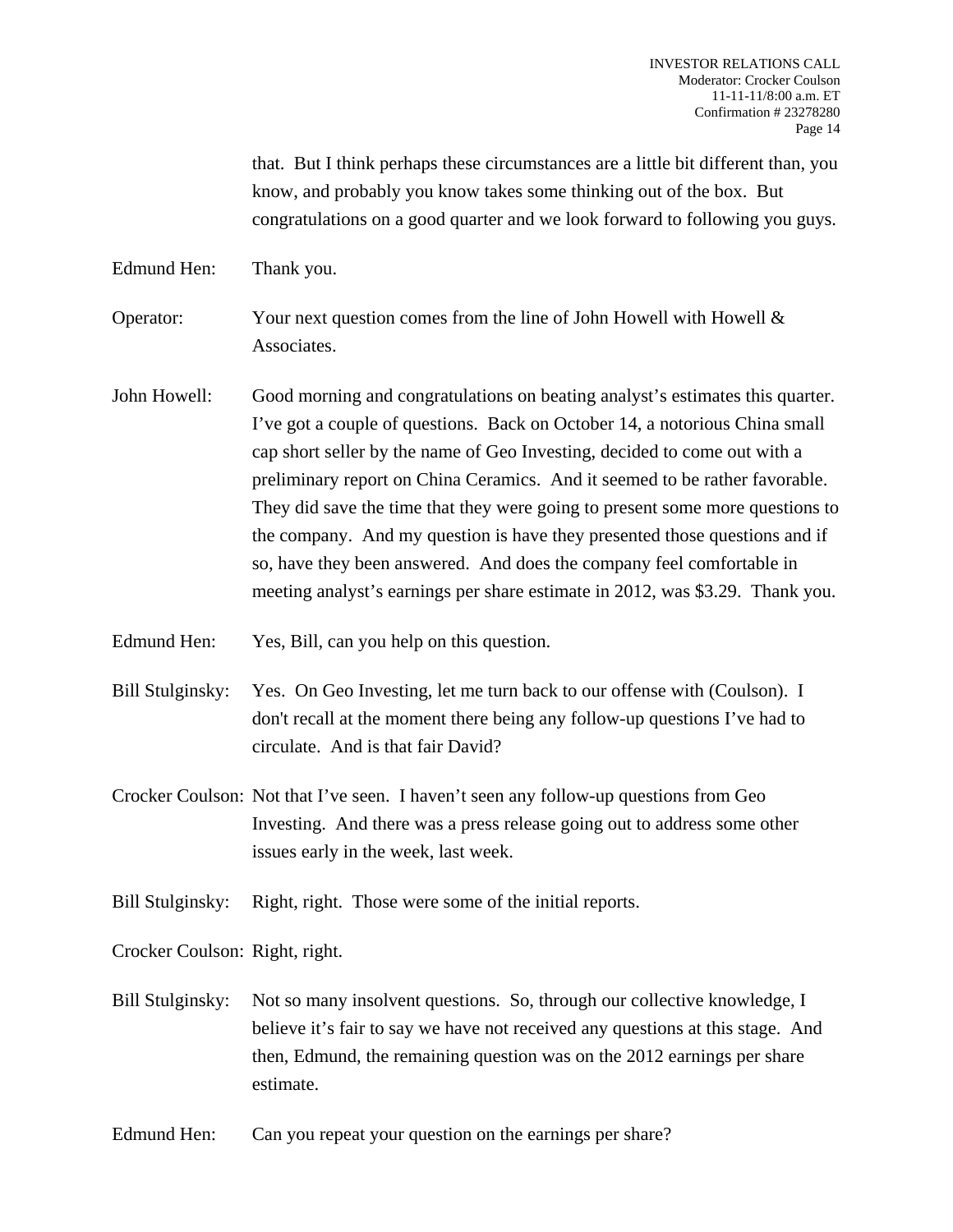that. But I think perhaps these circumstances are a little bit different than, you know, and probably you know takes some thinking out of the box. But congratulations on a good quarter and we look forward to following you guys.

Edmund Hen: Thank you.

Operator: Your next question comes from the line of John Howell with Howell & Associates.

John Howell: Good morning and congratulations on beating analyst's estimates this quarter. I've got a couple of questions. Back on October 14, a notorious China small cap short seller by the name of Geo Investing, decided to come out with a preliminary report on China Ceramics. And it seemed to be rather favorable. They did save the time that they were going to present some more questions to the company. And my question is have they presented those questions and if so, have they been answered. And does the company feel comfortable in meeting analyst's earnings per share estimate in 2012, was $3.29. Thank you.

Edmund Hen: Yes, Bill, can you help on this question.

Bill Stulginsky: Yes. On Geo Investing, let me turn back to our offense with (Coulson). I don't recall at the moment there being any follow-up questions I've had to circulate. And is that fair David?

Crocker Coulson: Not that I've seen. I haven't seen any follow-up questions from Geo Investing. And there was a press release going out to address some other issues early in the week, last week.

Bill Stulginsky: Right, right. Those were some of the initial reports.

Crocker Coulson: Right, right.

Bill Stulginsky: Not so many insolvent questions. So, through our collective knowledge, I believe it's fair to say we have not received any questions at this stage. And then, Edmund, the remaining question was on the 2012 earnings per share estimate.

Edmund Hen: Can you repeat your question on the earnings per share?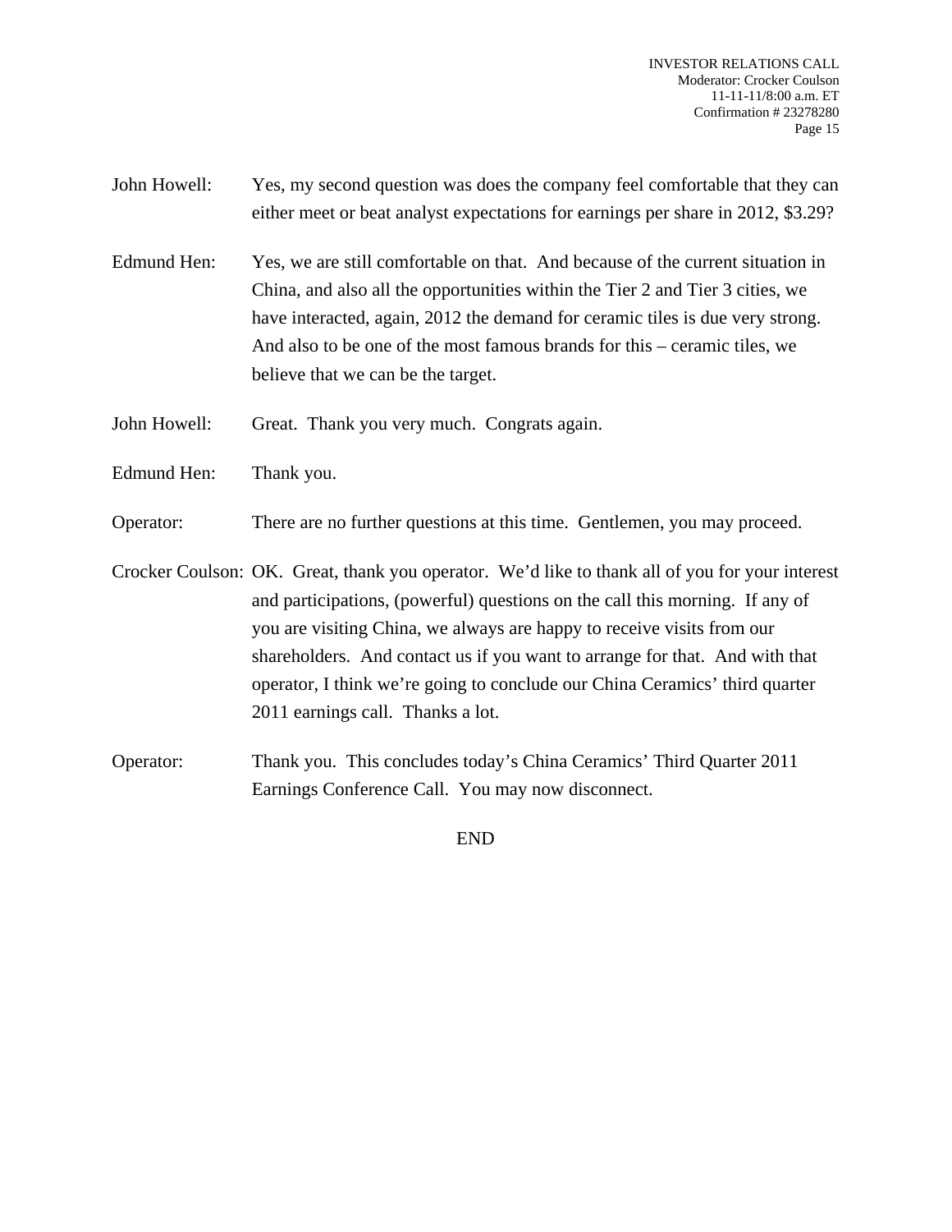**John Howell:** Yes, my second question was does the company feel comfortable that they can either meet or beat analyst expectations for earnings per share in 2012, $3.29?

**Edmund Hen:** Yes, we are still comfortable on that. And because of the current situation in China, and also all the opportunities within the Tier 2 and Tier 3 cities, we have interacted, again, 2012 the demand for ceramic tiles is due very strong. And also to be one of the most famous brands for this – ceramic tiles, we believe that we can be the target.

**John Howell:** Great. Thank you very much. Congrats again.

**Edmund Hen:** Thank you.

**Operator:** There are no further questions at this time. Gentlemen, you may proceed.

**Crocker Coulson:** OK. Great, thank you operator. We'd like to thank all of you for your interest and participations, (powerful) questions on the call this morning. If any of you are visiting China, we always are happy to receive visits from our shareholders. And contact us if you want to arrange for that. And with that operator, I think we're going to conclude our China Ceramics' third quarter 2011 earnings call. Thanks a lot.

**Operator:** Thank you. This concludes today's China Ceramics' Third Quarter 2011 Earnings Conference Call. You may now disconnect.

END